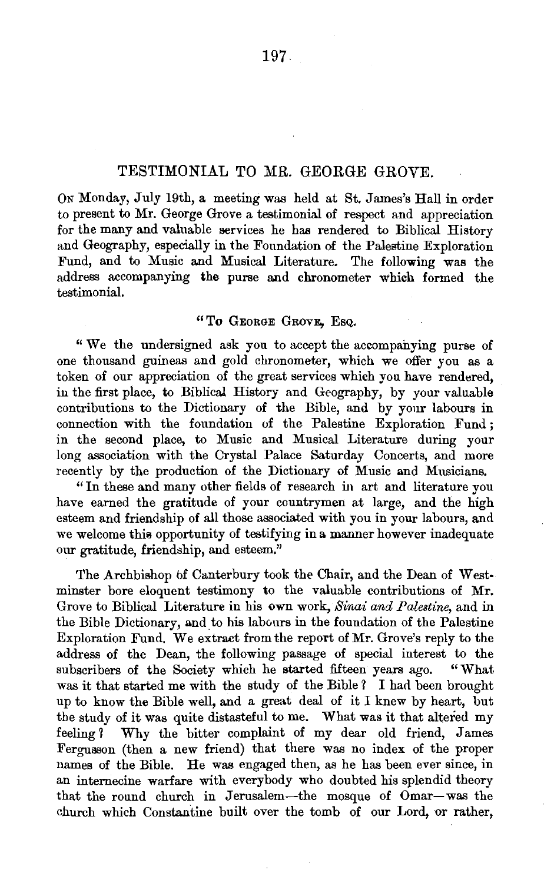## TESTIMONIAL TO MR. GEORGE GROVE.

On Monday, July 19th, a meeting was held at St. James's Hall in order to present to Mr. George Grove a testimonial of respect and appreciation for the many and valuable services he has rendered to Biblical History and Geography, especially in the Foundation of the Palestine Exploration Fund, and to Music and Musical Literature. The following was the address accompanying the purse and chronometer which formed the testimonial.

"To George Grove, Esq.

"We the undersigned ask you to accept the accompanying purse of one thousand guineas and gold chronometer, which we offer you as a token of our appreciation of the great services which you have rendered, in the first place, to Biblical History and Geography, by your valuable contributions to the Dictionary of the Bible, and by your labours in connection with the foundation of the Palestine Exploration Fund; in the second place, to Music and Musical Literature during your long association with the Crystal Palace Saturday Concerts, and more recently by the production of the Dictionary of Music and Musicians.

"In these and many other fields of research in art and literature you have earned the gratitude of your countrymen at large, and the high esteem and friendship of all those associated with you in your labours, and we welcome this opportunity of testifying in a manner however inadequate our gratitude, friendship, and esteem."

The Archbishop of Canterbury took the Chair, and the Dean of Westminster bore eloquent testimony to the valuable contributions of Mr. Grove to Biblical Literature in his own work, *Sinai and Palestine*, and in the Bible Dictionary, and to his labours in the foundation of the Palestine Exploration Fund. We extract from the report of Mr. Grove's reply to the address of the Dean, the following passage of special interest to the subscribers of the Society which he started fifteen years ago. "What was it that started me with the study of the Bible? I had been brought up to know the Bible well, and a great deal of it I knew by heart, but the study of it was quite distasteful to me. What was it that altered my feeling? Why the bitter complaint of my dear old friend, James Fergusson (then a new friend) that there was no index of the proper names of the Bible. He was engaged then, as he has been ever since, in an internecine warfare with everybody who doubted his splendid theory that the round church in Jerusalem—the mosque of Omar—was the church which Constantine built over the tomb of our Lord, or rather,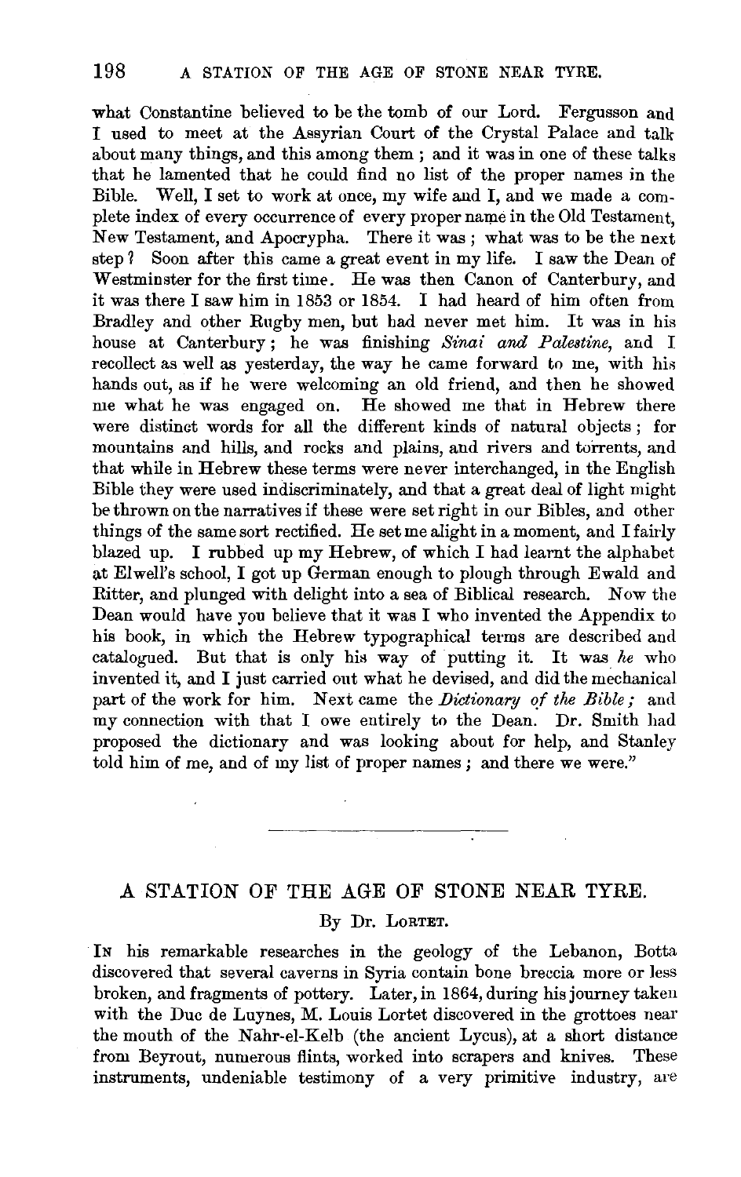what Constantine believed to be the tomb of our Lord. Fergusson and I used to meet at the Assyrian Court of the Crystal Palace and talk about many things, and this among them; and it was in one of these talks that he lamented that he could find no list of the proper names in the Bible. Well, I set to work at once, my wife and I, and we made a complete index of every occurrence of every proper name in the Old Testament, New Testament, and Apocrypha. There it was; what was to be the next step? Soon after this came a great event in my life. I saw the Dean of Westminster for the first time. He was then Canon of Canterbury, and it was there I saw him in 1853 or 1854. I had heard of him often from Bradley and other Rugby men, but had never met him. It was in his house at Canterbury; he was finishing *Sinai and Palestine*, and I recollect as well as yesterday, the way he came forward to me, with his hands out, as if he were welcoming an old friend, and then he showed me what he was engaged on. He showed me that in Hebrew there were distinct words for all the different kinds of natural objects; for mountains and hills, and rocks and plains, and rivers and torrents, and that while in Hebrew these terms were never interchanged, in the English Bible they were used indiscriminately, and that a great deal of light might be thrown on the narratives if these were set right in our Bibles, and other things of the same sort rectified. He set me alight in a moment, and I fairly blazed up. I rubbed up my Hebrew, of which I had learnt the alphabet at Elwell's school, I got up German enough to plough through Ewald and Ritter, and plunged with delight into a sea of Biblical research. Now the Dean would have you believe that it was I who invented the Appendix to his book, in which the Hebrew typographical terms are described and catalogued. But that is only his way of putting it. It was *he* who invented it, and I just carried out what he devised, and did the mechanical part of the work for him. Next came the *Dictionary of the Bible;* and my connection with that I owe entirely to the Dean. Dr. Smith had proposed the dictionary and was looking about for help, and Stanley told him of me, and of my list of proper names; and there we were."

---

## A STATION OF THE AGE OF STONE NEAR TYRE.

By Dr. Lortet.

In his remarkable researches in the geology of the Lebanon, Botta discovered that several caverns in Syria contain bone breccia more or less broken, and fragments of pottery. Later, in 1864, during his journey taken with the Duc de Luynes, M. Louis Lortet discovered in the grottoes near the mouth of the Nahr-el-Kelb (the ancient Lycus), at a short distance from Beyrout, numerous flints, worked into scrapers and knives. These instruments, undeniable testimony of a very primitive industry, are